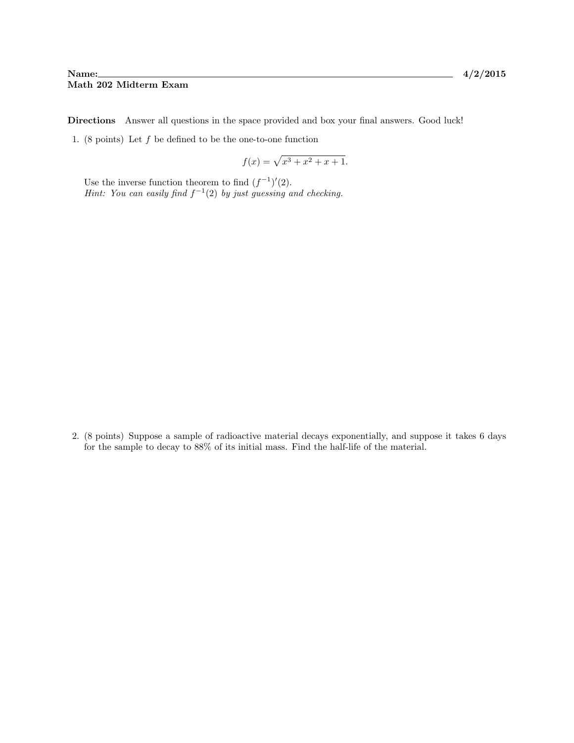**Name:** ______________________________ **4/2/2015**

**Math 202 Midterm Exam**

**Directions** Answer all questions in the space provided and box your final answers. Good luck!

1. (8 points) Let $f$ be defined to be the one-to-one function

$$f(x) = \sqrt{x^3 + x^2 + x + 1}.$$

Use the inverse function theorem to find $(f^{-1})'(2)$.
*Hint: You can easily find $f^{-1}(2)$ by just guessing and checking.*

2. (8 points) Suppose a sample of radioactive material decays exponentially, and suppose it takes 6 days for the sample to decay to 88% of its initial mass. Find the half-life of the material.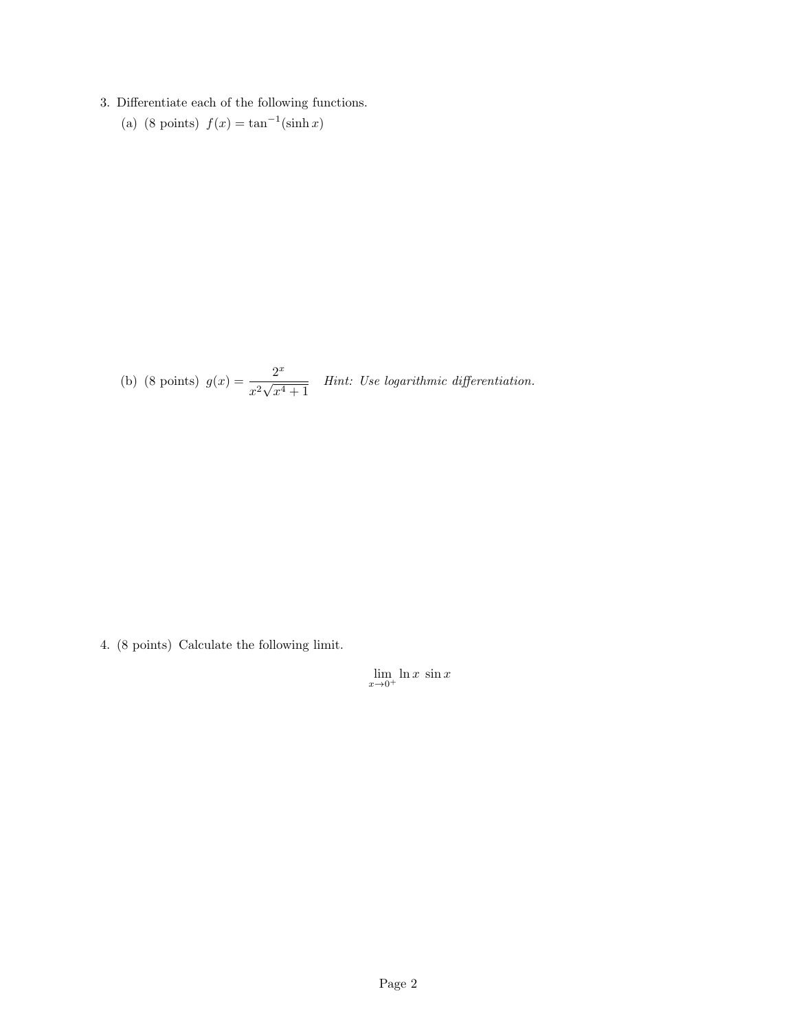3. Differentiate each of the following functions.

   (a) (8 points) $f(x) = \tan^{-1}(\sinh x)$

   (b) (8 points) $g(x) = \dfrac{2^x}{x^2\sqrt{x^4+1}}$ *Hint: Use logarithmic differentiation.*

4. (8 points) Calculate the following limit.

$$\lim_{x \to 0^+} \ln x \ \sin x$$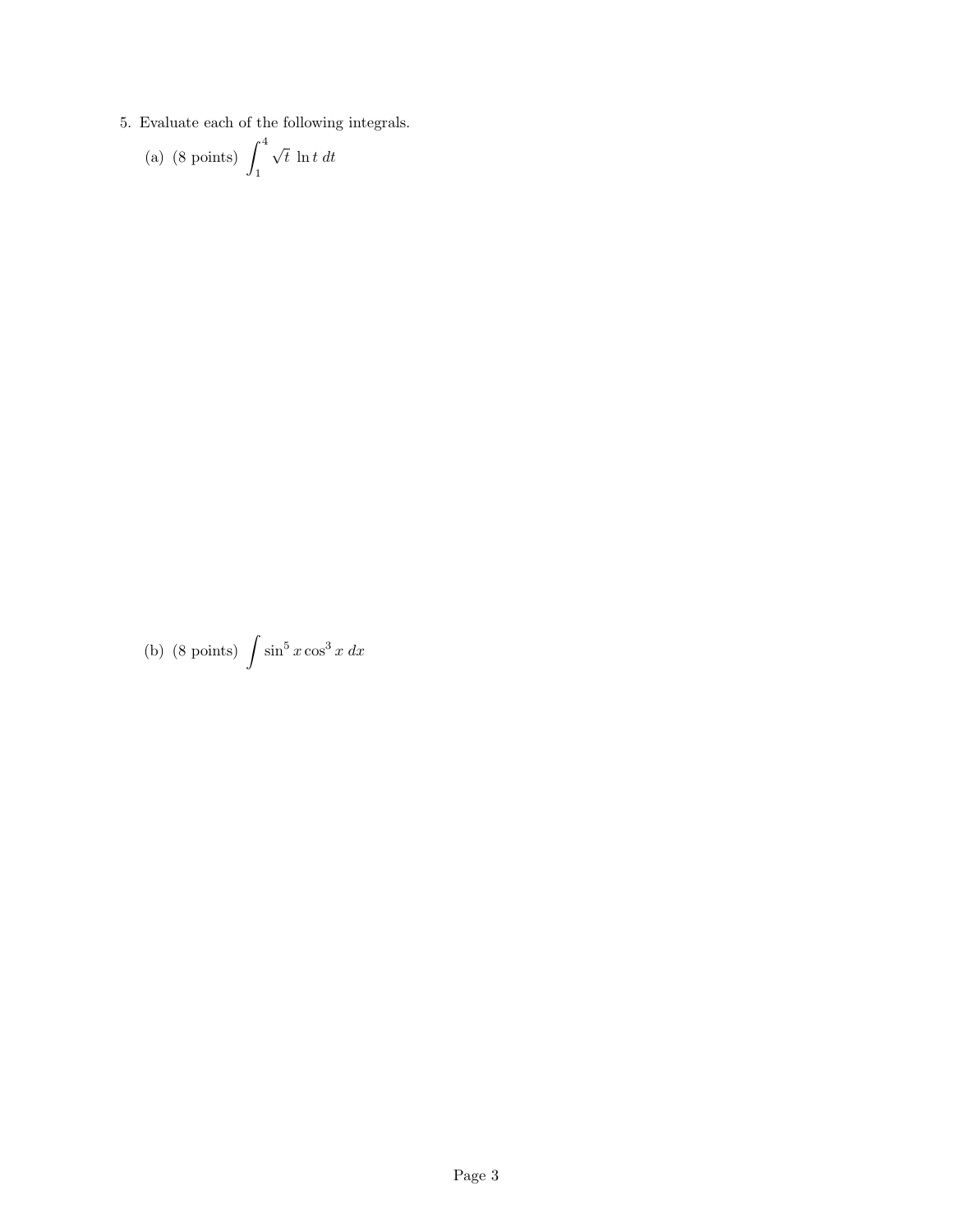5. Evaluate each of the following integrals.

   (a) (8 points) $\displaystyle\int_1^4 \sqrt{t}\ \ln t\ dt$

   (b) (8 points) $\displaystyle\int \sin^5 x \cos^3 x\ dx$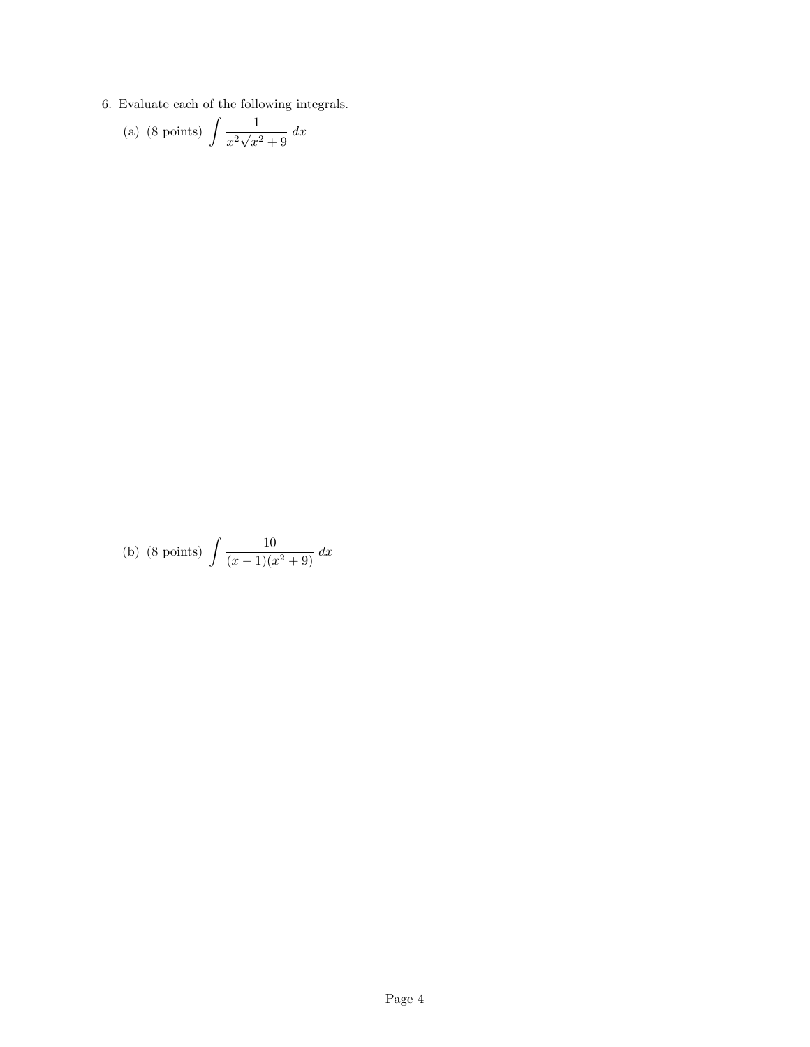6. Evaluate each of the following integrals.

(a) (8 points) $\displaystyle\int \frac{1}{x^2\sqrt{x^2+9}}\,dx$

(b) (8 points) $\displaystyle\int \frac{10}{(x-1)(x^2+9)}\,dx$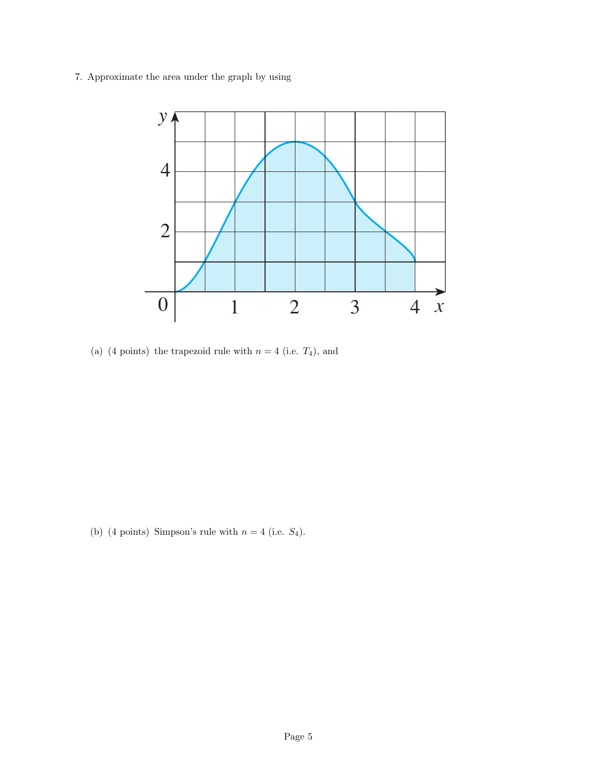7. Approximate the area under the graph by using

(a) (4 points) the trapezoid rule with $n = 4$ (i.e. $T_4$), and

(b) (4 points) Simpson's rule with $n = 4$ (i.e. $S_4$).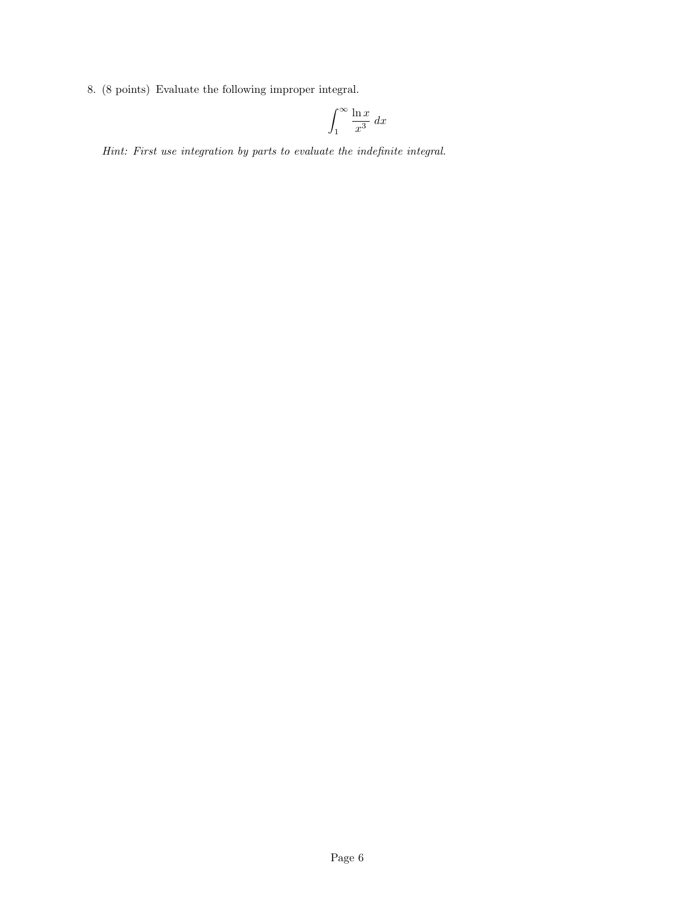8. (8 points) Evaluate the following improper integral.

$$\int_1^{\infty} \frac{\ln x}{x^3}\ dx$$

*Hint: First use integration by parts to evaluate the indefinite integral.*